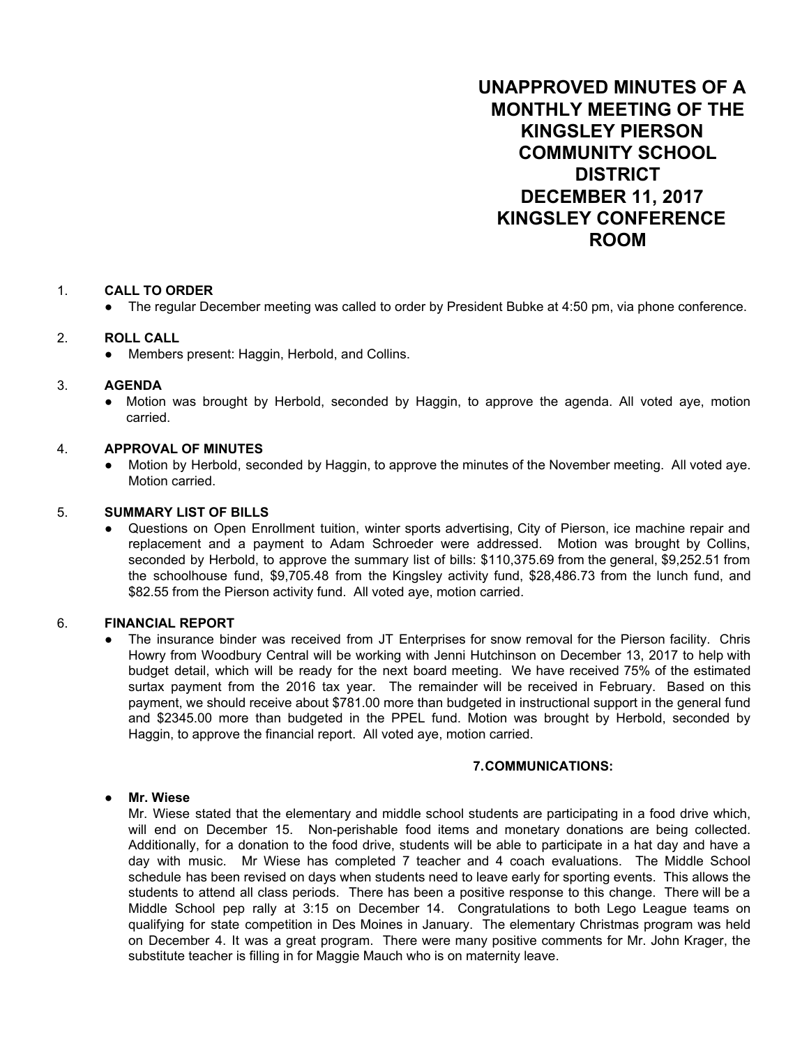# UNAPPROVED MINUTES OF A MONTHLY MEETING OF THE KINGSLEY PIERSON COMMUNITY SCHOOL DISTRICT DECEMBER 11, 2017 KINGSLEY CONFERENCE ROOM

1. **CALL TO ORDER**
   - The regular December meeting was called to order by President Bubke at 4:50 pm, via phone conference.

2. **ROLL CALL**
   - Members present: Haggin, Herbold, and Collins.

3. **AGENDA**
   - Motion was brought by Herbold, seconded by Haggin, to approve the agenda. All voted aye, motion carried.

4. **APPROVAL OF MINUTES**
   - Motion by Herbold, seconded by Haggin, to approve the minutes of the November meeting. All voted aye. Motion carried.

5. **SUMMARY LIST OF BILLS**
   - Questions on Open Enrollment tuition, winter sports advertising, City of Pierson, ice machine repair and replacement and a payment to Adam Schroeder were addressed. Motion was brought by Collins, seconded by Herbold, to approve the summary list of bills: $110,375.69 from the general, $9,252.51 from the schoolhouse fund, $9,705.48 from the Kingsley activity fund, $28,486.73 from the lunch fund, and $82.55 from the Pierson activity fund. All voted aye, motion carried.

6. **FINANCIAL REPORT**
   - The insurance binder was received from JT Enterprises for snow removal for the Pierson facility. Chris Howry from Woodbury Central will be working with Jenni Hutchinson on December 13, 2017 to help with budget detail, which will be ready for the next board meeting. We have received 75% of the estimated surtax payment from the 2016 tax year. The remainder will be received in February. Based on this payment, we should receive about $781.00 more than budgeted in instructional support in the general fund and $2345.00 more than budgeted in the PPEL fund. Motion was brought by Herbold, seconded by Haggin, to approve the financial report. All voted aye, motion carried.

**7. COMMUNICATIONS:**

- **Mr. Wiese**

  Mr. Wiese stated that the elementary and middle school students are participating in a food drive which, will end on December 15. Non-perishable food items and monetary donations are being collected. Additionally, for a donation to the food drive, students will be able to participate in a hat day and have a day with music. Mr Wiese has completed 7 teacher and 4 coach evaluations. The Middle School schedule has been revised on days when students need to leave early for sporting events. This allows the students to attend all class periods. There has been a positive response to this change. There will be a Middle School pep rally at 3:15 on December 14. Congratulations to both Lego League teams on qualifying for state competition in Des Moines in January. The elementary Christmas program was held on December 4. It was a great program. There were many positive comments for Mr. John Krager, the substitute teacher is filling in for Maggie Mauch who is on maternity leave.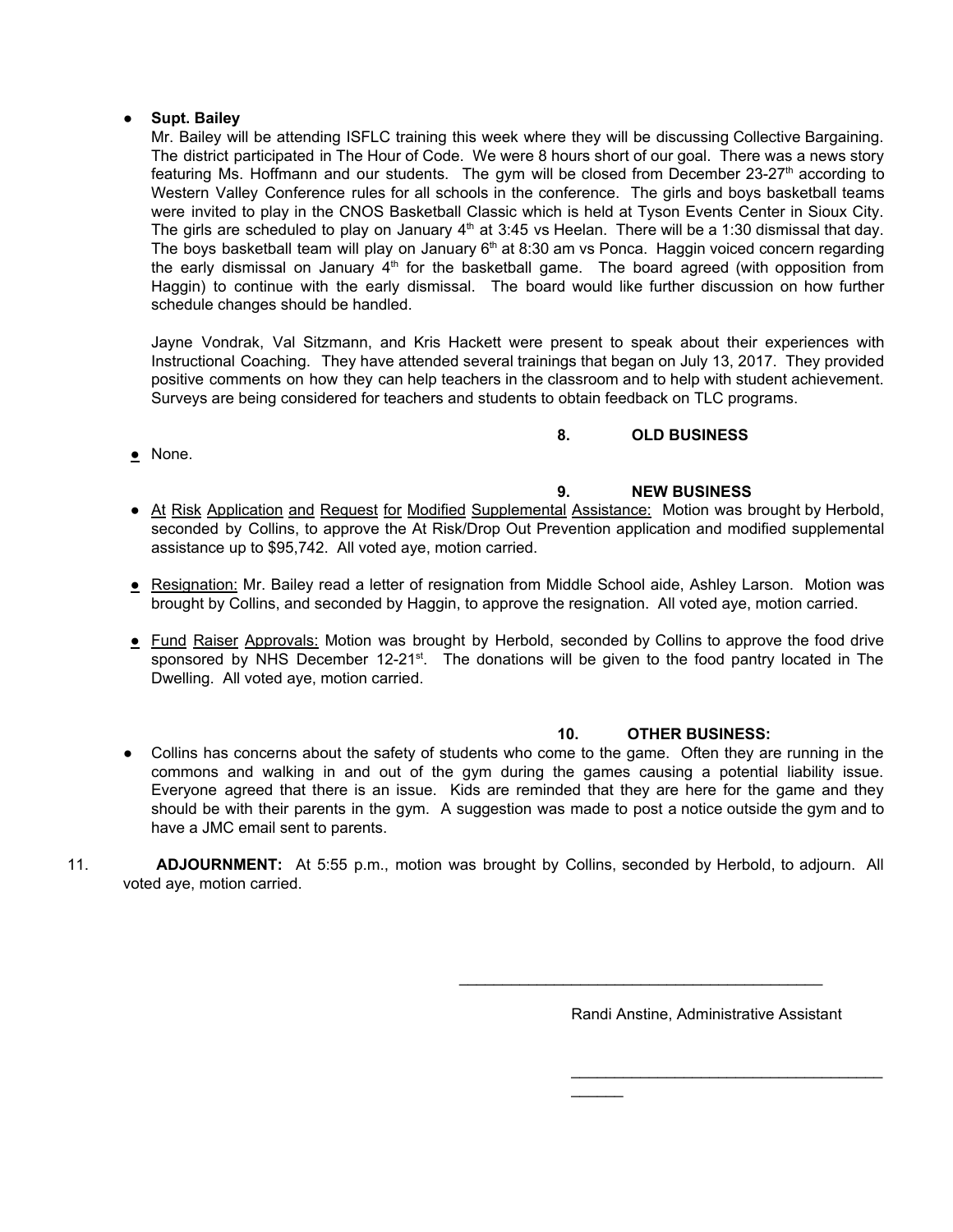- **Supt. Bailey**

  Mr. Bailey will be attending ISFLC training this week where they will be discussing Collective Bargaining. The district participated in The Hour of Code. We were 8 hours short of our goal. There was a news story featuring Ms. Hoffmann and our students. The gym will be closed from December 23-27th according to Western Valley Conference rules for all schools in the conference. The girls and boys basketball teams were invited to play in the CNOS Basketball Classic which is held at Tyson Events Center in Sioux City. The girls are scheduled to play on January 4th at 3:45 vs Heelan. There will be a 1:30 dismissal that day. The boys basketball team will play on January 6th at 8:30 am vs Ponca. Haggin voiced concern regarding the early dismissal on January 4th for the basketball game. The board agreed (with opposition from Haggin) to continue with the early dismissal. The board would like further discussion on how further schedule changes should be handled.

  Jayne Vondrak, Val Sitzmann, and Kris Hackett were present to speak about their experiences with Instructional Coaching. They have attended several trainings that began on July 13, 2017. They provided positive comments on how they can help teachers in the classroom and to help with student achievement. Surveys are being considered for teachers and students to obtain feedback on TLC programs.

**8. OLD BUSINESS**

- None.

**9. NEW BUSINESS**

- At Risk Application and Request for Modified Supplemental Assistance: Motion was brought by Herbold, seconded by Collins, to approve the At Risk/Drop Out Prevention application and modified supplemental assistance up to $95,742. All voted aye, motion carried.

- Resignation: Mr. Bailey read a letter of resignation from Middle School aide, Ashley Larson. Motion was brought by Collins, and seconded by Haggin, to approve the resignation. All voted aye, motion carried.

- Fund Raiser Approvals: Motion was brought by Herbold, seconded by Collins to approve the food drive sponsored by NHS December 12-21st. The donations will be given to the food pantry located in The Dwelling. All voted aye, motion carried.

**10. OTHER BUSINESS:**

- Collins has concerns about the safety of students who come to the game. Often they are running in the commons and walking in and out of the gym during the games causing a potential liability issue. Everyone agreed that there is an issue. Kids are reminded that they are here for the game and they should be with their parents in the gym. A suggestion was made to post a notice outside the gym and to have a JMC email sent to parents.

11. **ADJOURNMENT:** At 5:55 p.m., motion was brought by Collins, seconded by Herbold, to adjourn. All voted aye, motion carried.

\_\_\_\_\_\_\_\_\_\_\_\_\_\_\_\_\_\_\_\_\_\_\_\_\_\_\_\_\_\_\_\_\_\_\_\_\_\_\_\_\_\_\_\_

Randi Anstine, Administrative Assistant

\_\_\_\_\_\_\_\_\_\_\_\_\_\_\_\_\_\_\_\_\_\_\_\_\_\_\_\_\_\_\_\_\_\_\_\_\_\_\_\_\_\_\_\_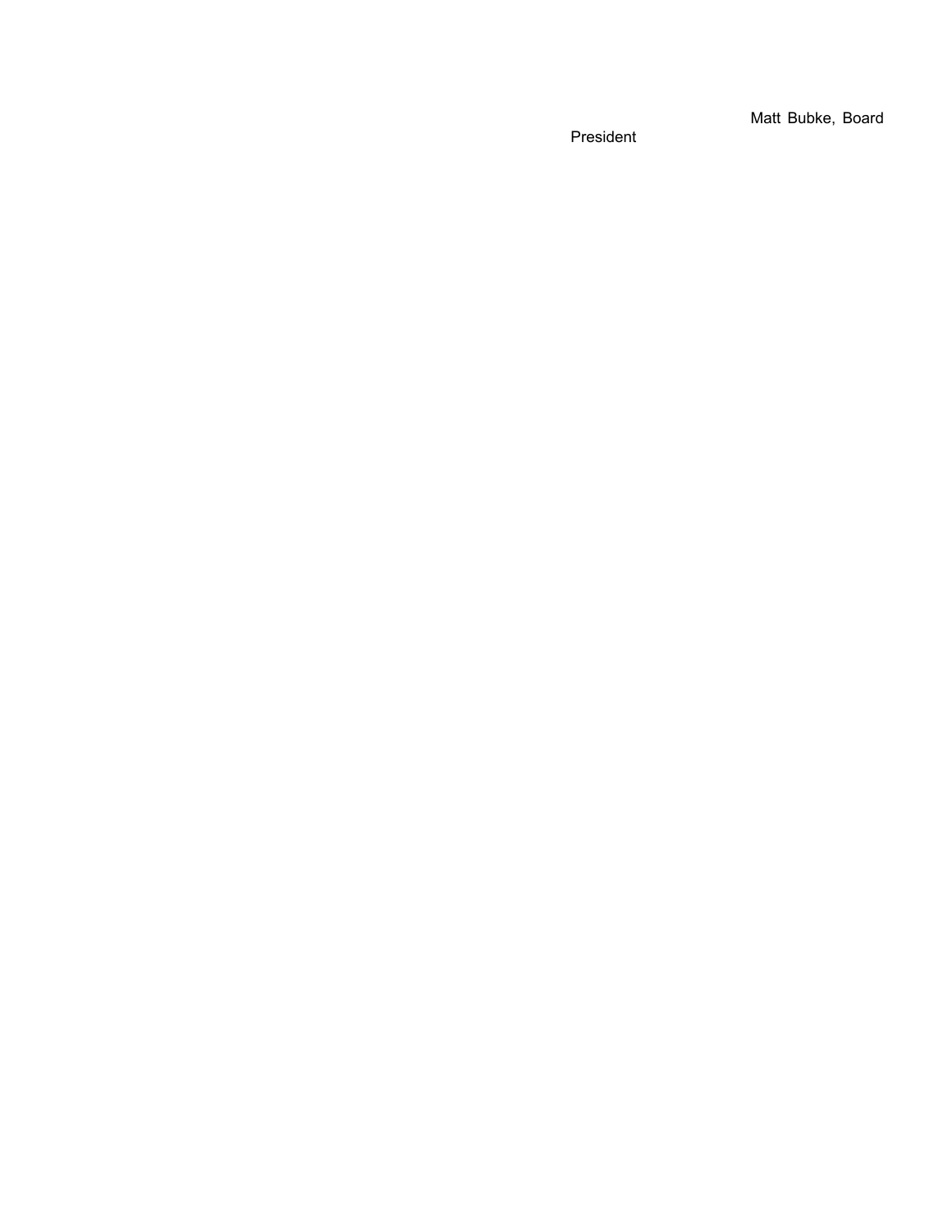Matt Bubke, Board President